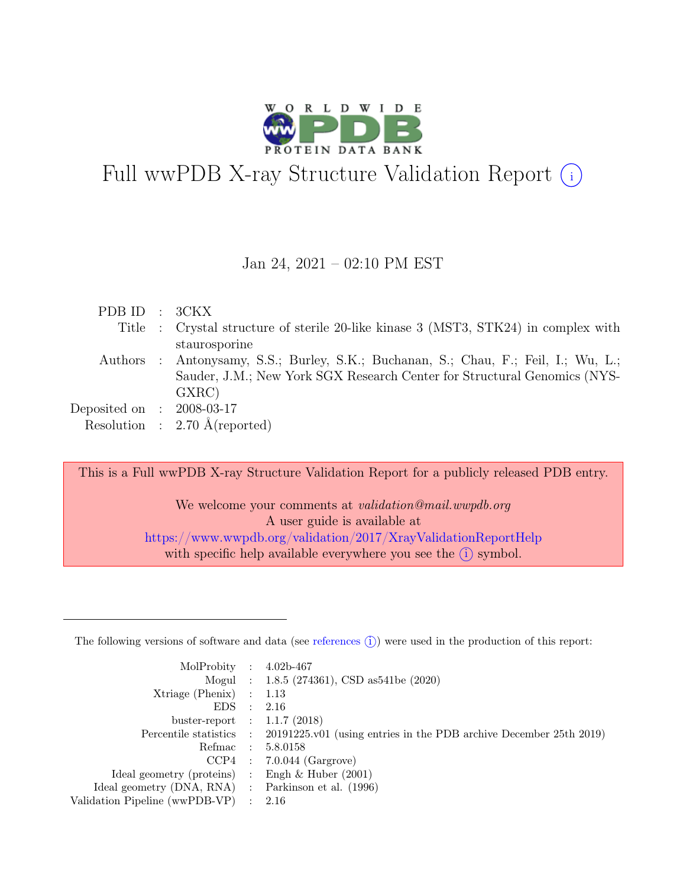# Full wwPDB X-ray Structure Validation Report (i)

Jan 24, 2021 – 02:10 PM EST

| | | |
|---|---|---|
| PDB ID | : | 3CKX |
| Title | : | Crystal structure of sterile 20-like kinase 3 (MST3, STK24) in complex with staurosporine |
| Authors | : | Antonysamy, S.S.; Burley, S.K.; Buchanan, S.; Chau, F.; Feil, I.; Wu, L.; Sauder, J.M.; New York SGX Research Center for Structural Genomics (NYSGXRC) |
| Deposited on | : | 2008-03-17 |
| Resolution | : | 2.70 Å(reported) |

This is a Full wwPDB X-ray Structure Validation Report for a publicly released PDB entry.

We welcome your comments at *validation@mail.wwpdb.org*
A user guide is available at
https://www.wwpdb.org/validation/2017/XrayValidationReportHelp
with specific help available everywhere you see the (i) symbol.

---

The following versions of software and data (see references (i)) were used in the production of this report:

| | | |
|---|---|---|
| MolProbity | : | 4.02b-467 |
| Mogul | : | 1.8.5 (274361), CSD as541be (2020) |
| Xtriage (Phenix) | : | 1.13 |
| EDS | : | 2.16 |
| buster-report | : | 1.1.7 (2018) |
| Percentile statistics | : | 20191225.v01 (using entries in the PDB archive December 25th 2019) |
| Refmac | : | 5.8.0158 |
| CCP4 | : | 7.0.044 (Gargrove) |
| Ideal geometry (proteins) | : | Engh & Huber (2001) |
| Ideal geometry (DNA, RNA) | : | Parkinson et al. (1996) |
| Validation Pipeline (wwPDB-VP) | : | 2.16 |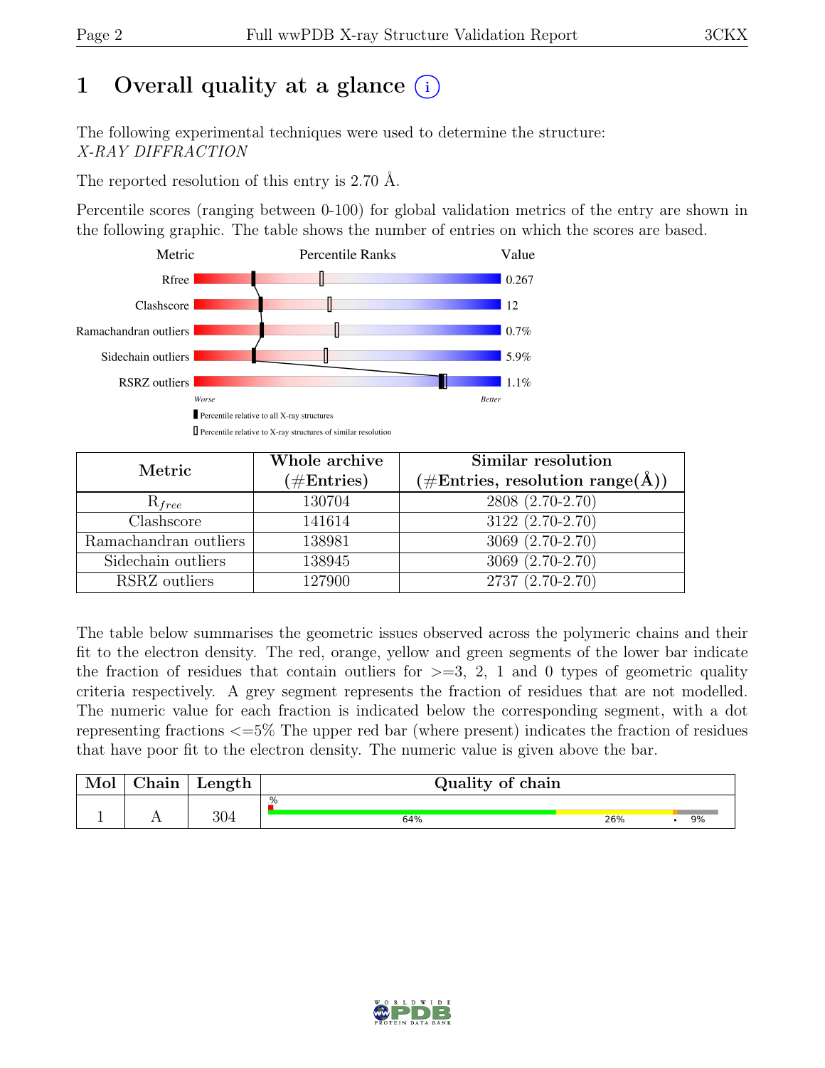# 1 Overall quality at a glance

The following experimental techniques were used to determine the structure:
*X-RAY DIFFRACTION*

The reported resolution of this entry is 2.70 Å.

Percentile scores (ranging between 0-100) for global validation metrics of the entry are shown in the following graphic. The table shows the number of entries on which the scores are based.

| Metric | Value |
|---|---|
| Rfree | 0.267 |
| Clashscore | 12 |
| Ramachandran outliers | 0.7% |
| Sidechain outliers | 5.9% |
| RSRZ outliers | 1.1% |

Worse — Better

Percentile relative to all X-ray structures

Percentile relative to X-ray structures of similar resolution

| Metric | Whole archive (#Entries) | Similar resolution (#Entries, resolution range(Å)) |
|---|---|---|
| $R_{free}$ | 130704 | 2808 (2.70-2.70) |
| Clashscore | 141614 | 3122 (2.70-2.70) |
| Ramachandran outliers | 138981 | 3069 (2.70-2.70) |
| Sidechain outliers | 138945 | 3069 (2.70-2.70) |
| RSRZ outliers | 127900 | 2737 (2.70-2.70) |

The table below summarises the geometric issues observed across the polymeric chains and their fit to the electron density. The red, orange, yellow and green segments of the lower bar indicate the fraction of residues that contain outliers for >=3, 2, 1 and 0 types of geometric quality criteria respectively. A grey segment represents the fraction of residues that are not modelled. The numeric value for each fraction is indicated below the corresponding segment, with a dot representing fractions <=5% The upper red bar (where present) indicates the fraction of residues that have poor fit to the electron density. The numeric value is given above the bar.

| Mol | Chain | Length | Quality of chain |
|---|---|---|---|
| 1 | A | 304 | % 64% 26% • 9% |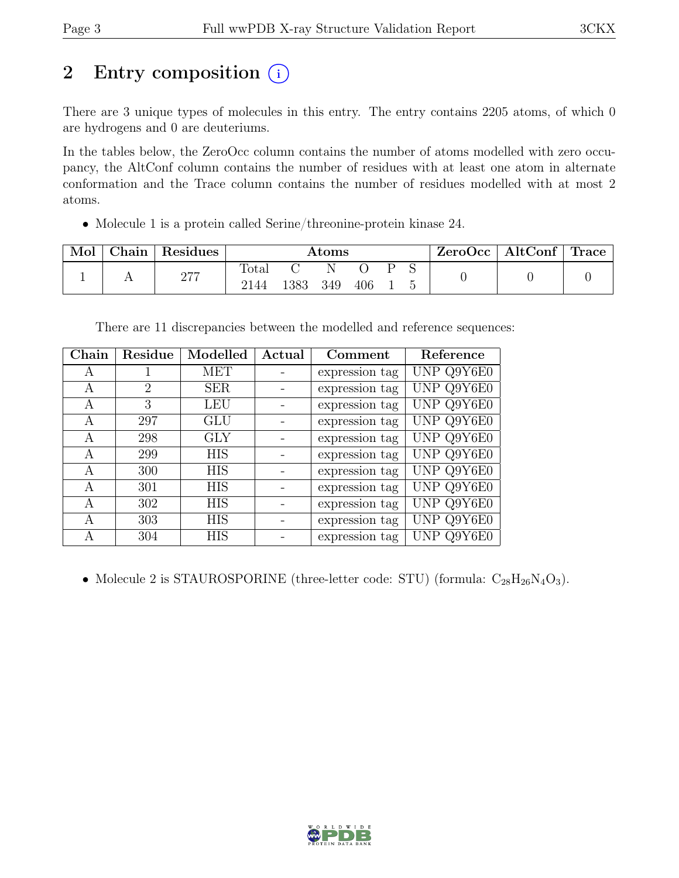# 2 Entry composition

There are 3 unique types of molecules in this entry. The entry contains 2205 atoms, of which 0 are hydrogens and 0 are deuteriums.

In the tables below, the ZeroOcc column contains the number of atoms modelled with zero occupancy, the AltConf column contains the number of residues with at least one atom in alternate conformation and the Trace column contains the number of residues modelled with at most 2 atoms.

- Molecule 1 is a protein called Serine/threonine-protein kinase 24.

| Mol | Chain | Residues | Atoms | | | | | | ZeroOcc | AltConf | Trace |
|---|---|---|---|---|---|---|---|---|---|---|---|
| | | | Total | C | N | O | P | S | | | |
| 1 | A | 277 | 2144 | 1383 | 349 | 406 | 1 | 5 | 0 | 0 | 0 |

There are 11 discrepancies between the modelled and reference sequences:

| Chain | Residue | Modelled | Actual | Comment | Reference |
|---|---|---|---|---|---|
| A | 1 | MET | - | expression tag | UNP Q9Y6E0 |
| A | 2 | SER | - | expression tag | UNP Q9Y6E0 |
| A | 3 | LEU | - | expression tag | UNP Q9Y6E0 |
| A | 297 | GLU | - | expression tag | UNP Q9Y6E0 |
| A | 298 | GLY | - | expression tag | UNP Q9Y6E0 |
| A | 299 | HIS | - | expression tag | UNP Q9Y6E0 |
| A | 300 | HIS | - | expression tag | UNP Q9Y6E0 |
| A | 301 | HIS | - | expression tag | UNP Q9Y6E0 |
| A | 302 | HIS | - | expression tag | UNP Q9Y6E0 |
| A | 303 | HIS | - | expression tag | UNP Q9Y6E0 |
| A | 304 | HIS | - | expression tag | UNP Q9Y6E0 |

- Molecule 2 is STAUROSPORINE (three-letter code: STU) (formula: $C_{28}H_{26}N_4O_3$).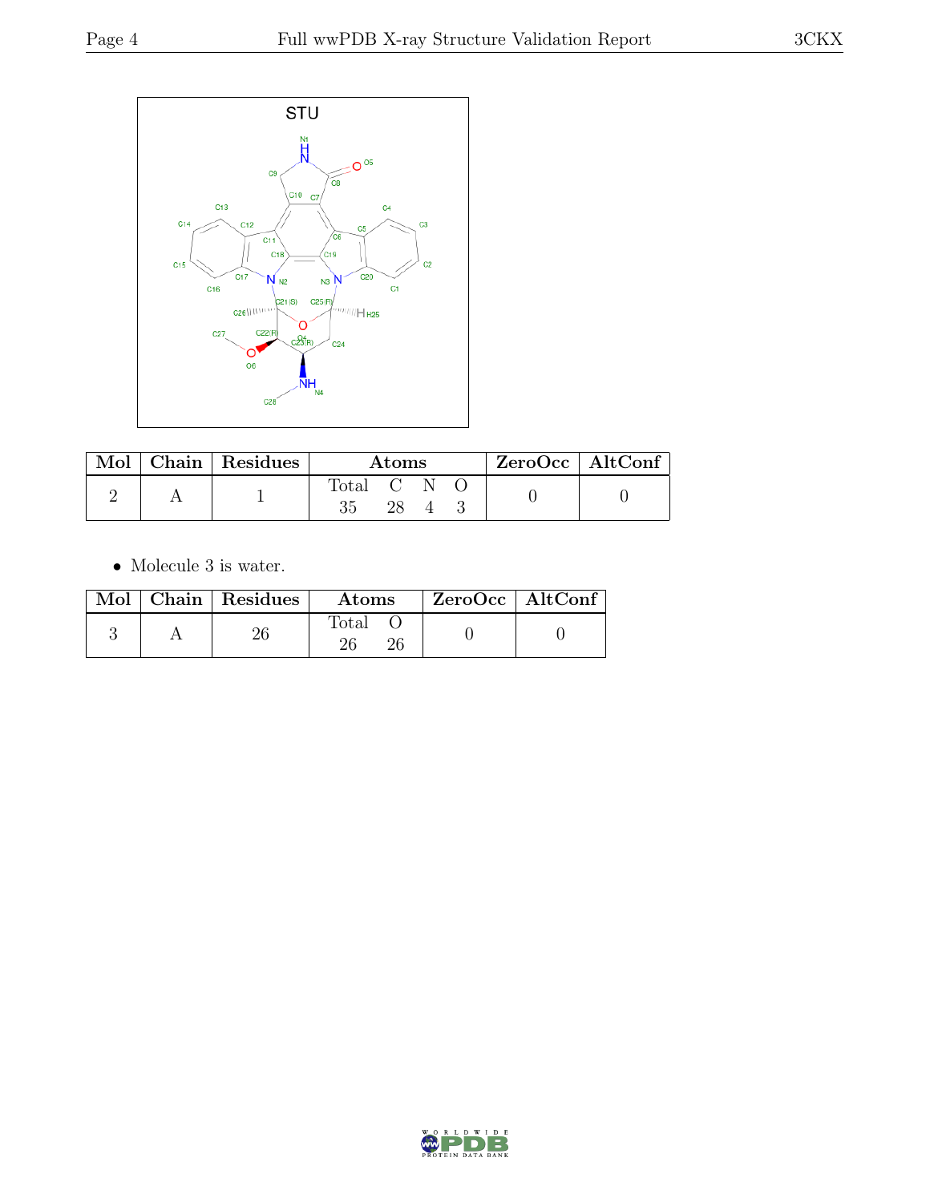STU

| Mol | Chain | Residues | Atoms | | | | ZeroOcc | AltConf |
|---|---|---|---|---|---|---|---|---|
| | | | Total | C | N | O | | |
| 2 | A | 1 | 35 | 28 | 4 | 3 | 0 | 0 |

- Molecule 3 is water.

| Mol | Chain | Residues | Atoms | | ZeroOcc | AltConf |
|---|---|---|---|---|---|---|
| | | | Total | O | | |
| 3 | A | 26 | 26 | 26 | 0 | 0 |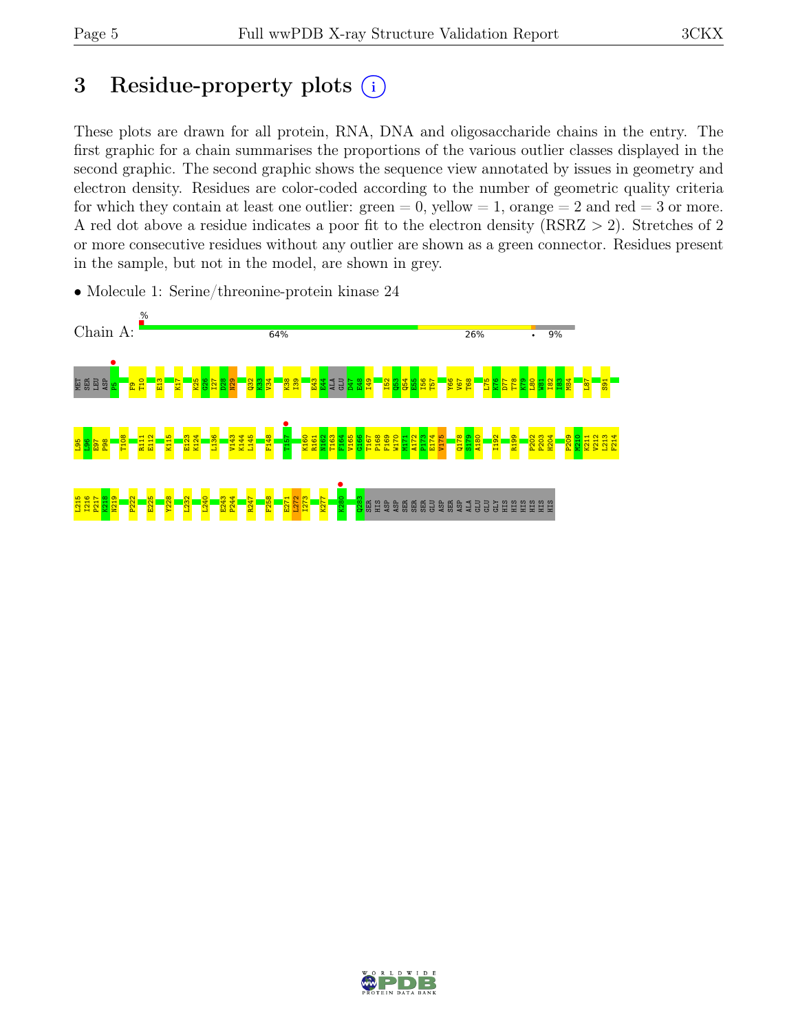# 3 Residue-property plots (i)

These plots are drawn for all protein, RNA, DNA and oligosaccharide chains in the entry. The first graphic for a chain summarises the proportions of the various outlier classes displayed in the second graphic. The second graphic shows the sequence view annotated by issues in geometry and electron density. Residues are color-coded according to the number of geometric quality criteria for which they contain at least one outlier: green = 0, yellow = 1, orange = 2 and red = 3 or more. A red dot above a residue indicates a poor fit to the electron density (RSRZ > 2). Stretches of 2 or more consecutive residues without any outlier are shown as a green connector. Residues present in the sample, but not in the model, are shown in grey.

- Molecule 1: Serine/threonine-protein kinase 24

Chain A: % 64% 26% • 9%

MET SER LEU ASP P5 F9 T10 E13 K17 K25 G26 I27 D28 N29 Q32 K33 V34 K38 I39 E43 E44 ALA GLU D47 E48 I49 I52 Q53 Q54 E55 I56 T57 Y66 V67 T68 L75 K76 D77 T78 K79 L80 W81 I82 I83 M84 L87 S91

L95 L96 E97 P98 T108 R111 E112 K115 E123 K124 L136 V143 K144 L145 F148 T157 K160 R161 N162 T163 F164 V165 G166 T167 P168 F169 W170 M171 A172 P173 E174 V175 Q178 S179 A180 I192 R199 P202 P203 H204 P209 W210 K211 V212 L213 F214

L215 I216 P217 K218 N219 P222 E225 Y228 L232 L240 E243 P244 R247 F258 E271 L272 I273 K277 K280 Q283 SER HIS ASP ASP SER SER SER GLU ASP SER ASP ALA GLU GLU GLY HIS HIS HIS HIS HIS HIS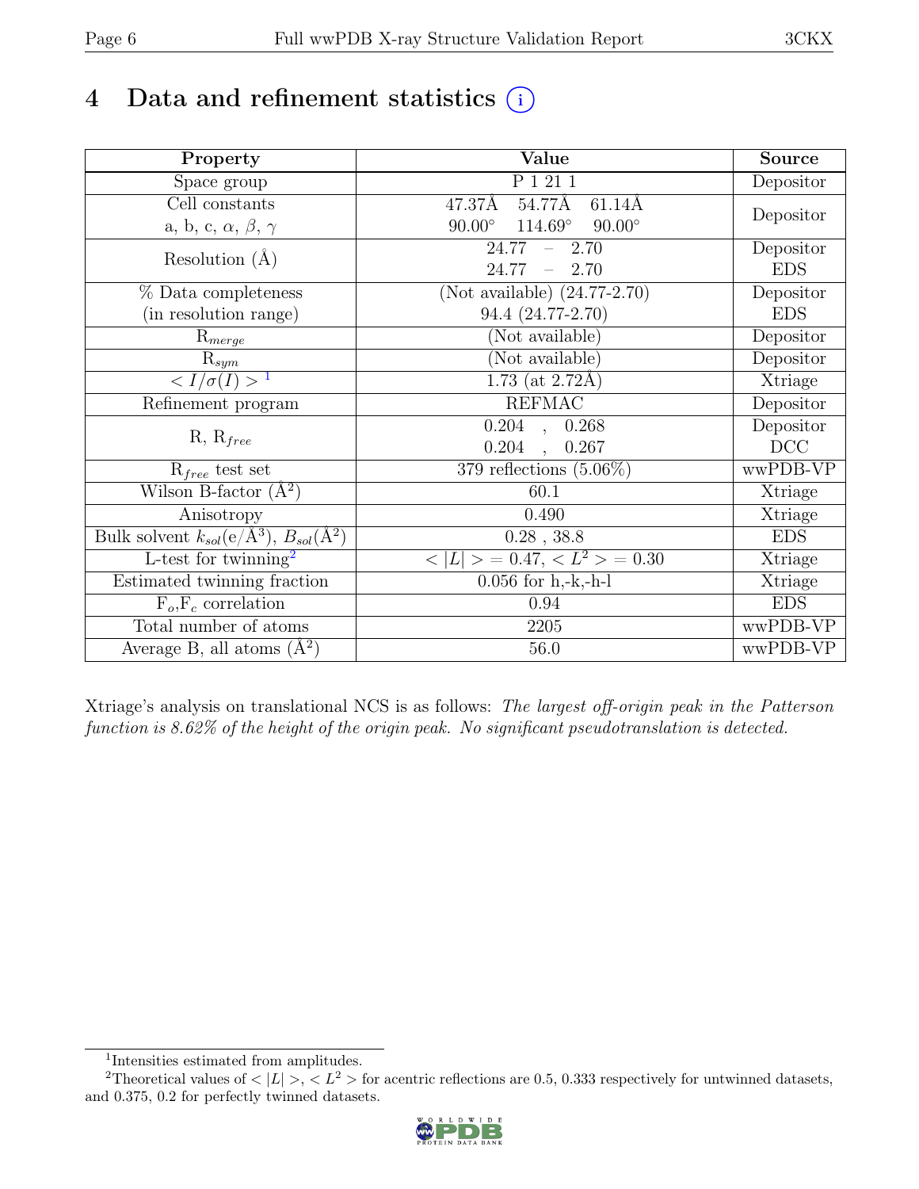# 4 Data and refinement statistics

| Property | Value | Source |
|---|---|---|
| Space group | P 1 21 1 | Depositor |
| Cell constants<br>a, b, c, $\alpha$, $\beta$, $\gamma$ | 47.37Å 54.77Å 61.14Å<br>90.00° 114.69° 90.00° | Depositor |
| Resolution (Å) | 24.77 – 2.70<br>24.77 – 2.70 | Depositor<br>EDS |
| % Data completeness<br>(in resolution range) | (Not available) (24.77-2.70)<br>94.4 (24.77-2.70) | Depositor<br>EDS |
| $R_{merge}$ | (Not available) | Depositor |
| $R_{sym}$ | (Not available) | Depositor |
| $< I/\sigma(I) >$ [1] | 1.73 (at 2.72Å) | Xtriage |
| Refinement program | REFMAC | Depositor |
| R, $R_{free}$ | 0.204 , 0.268<br>0.204 , 0.267 | Depositor<br>DCC |
| $R_{free}$ test set | 379 reflections (5.06%) | wwPDB-VP |
| Wilson B-factor (Å$^2$) | 60.1 | Xtriage |
| Anisotropy | 0.490 | Xtriage |
| Bulk solvent $k_{sol}$(e/Å$^3$), $B_{sol}$(Å$^2$) | 0.28 , 38.8 | EDS |
| L-test for twinning[2] | $< \lvert L \rvert > = 0.47$, $< L^2 > = 0.30$ | Xtriage |
| Estimated twinning fraction | 0.056 for h,-k,-h-l | Xtriage |
| $F_o$,$F_c$ correlation | 0.94 | EDS |
| Total number of atoms | 2205 | wwPDB-VP |
| Average B, all atoms (Å$^2$) | 56.0 | wwPDB-VP |

Xtriage's analysis on translational NCS is as follows: *The largest off-origin peak in the Patterson function is 8.62% of the height of the origin peak. No significant pseudotranslation is detected.*

[1] Intensities estimated from amplitudes.

[2] Theoretical values of $< \lvert L \rvert >$, $< L^2 >$ for acentric reflections are 0.5, 0.333 respectively for untwinned datasets, and 0.375, 0.2 for perfectly twinned datasets.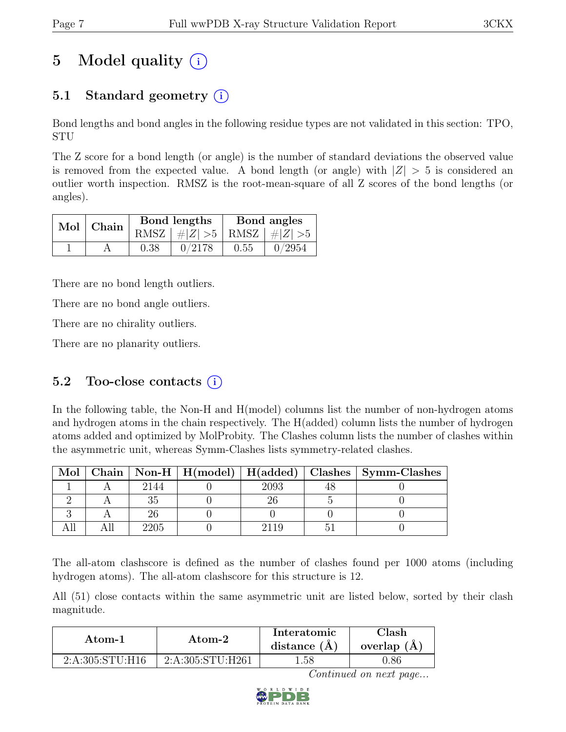# 5 Model quality (i)

## 5.1 Standard geometry (i)

Bond lengths and bond angles in the following residue types are not validated in this section: TPO, STU

The Z score for a bond length (or angle) is the number of standard deviations the observed value is removed from the expected value. A bond length (or angle) with $|Z| > 5$ is considered an outlier worth inspection. RMSZ is the root-mean-square of all Z scores of the bond lengths (or angles).

| Mol | Chain | Bond lengths | | Bond angles | |
|---|---|---|---|---|---|
| | | RMSZ | $\#\|Z\| >5$ | RMSZ | $\#\|Z\| >5$ |
| 1 | A | 0.38 | 0/2178 | 0.55 | 0/2954 |

There are no bond length outliers.

There are no bond angle outliers.

There are no chirality outliers.

There are no planarity outliers.

## 5.2 Too-close contacts (i)

In the following table, the Non-H and H(model) columns list the number of non-hydrogen atoms and hydrogen atoms in the chain respectively. The H(added) column lists the number of hydrogen atoms added and optimized by MolProbity. The Clashes column lists the number of clashes within the asymmetric unit, whereas Symm-Clashes lists symmetry-related clashes.

| Mol | Chain | Non-H | H(model) | H(added) | Clashes | Symm-Clashes |
|---|---|---|---|---|---|---|
| 1 | A | 2144 | 0 | 2093 | 48 | 0 |
| 2 | A | 35 | 0 | 26 | 5 | 0 |
| 3 | A | 26 | 0 | 0 | 0 | 0 |
| All | All | 2205 | 0 | 2119 | 51 | 0 |

The all-atom clashscore is defined as the number of clashes found per 1000 atoms (including hydrogen atoms). The all-atom clashscore for this structure is 12.

All (51) close contacts within the same asymmetric unit are listed below, sorted by their clash magnitude.

| Atom-1 | Atom-2 | Interatomic distance (Å) | Clash overlap (Å) |
|---|---|---|---|
| 2:A:305:STU:H16 | 2:A:305:STU:H261 | 1.58 | 0.86 |

*Continued on next page...*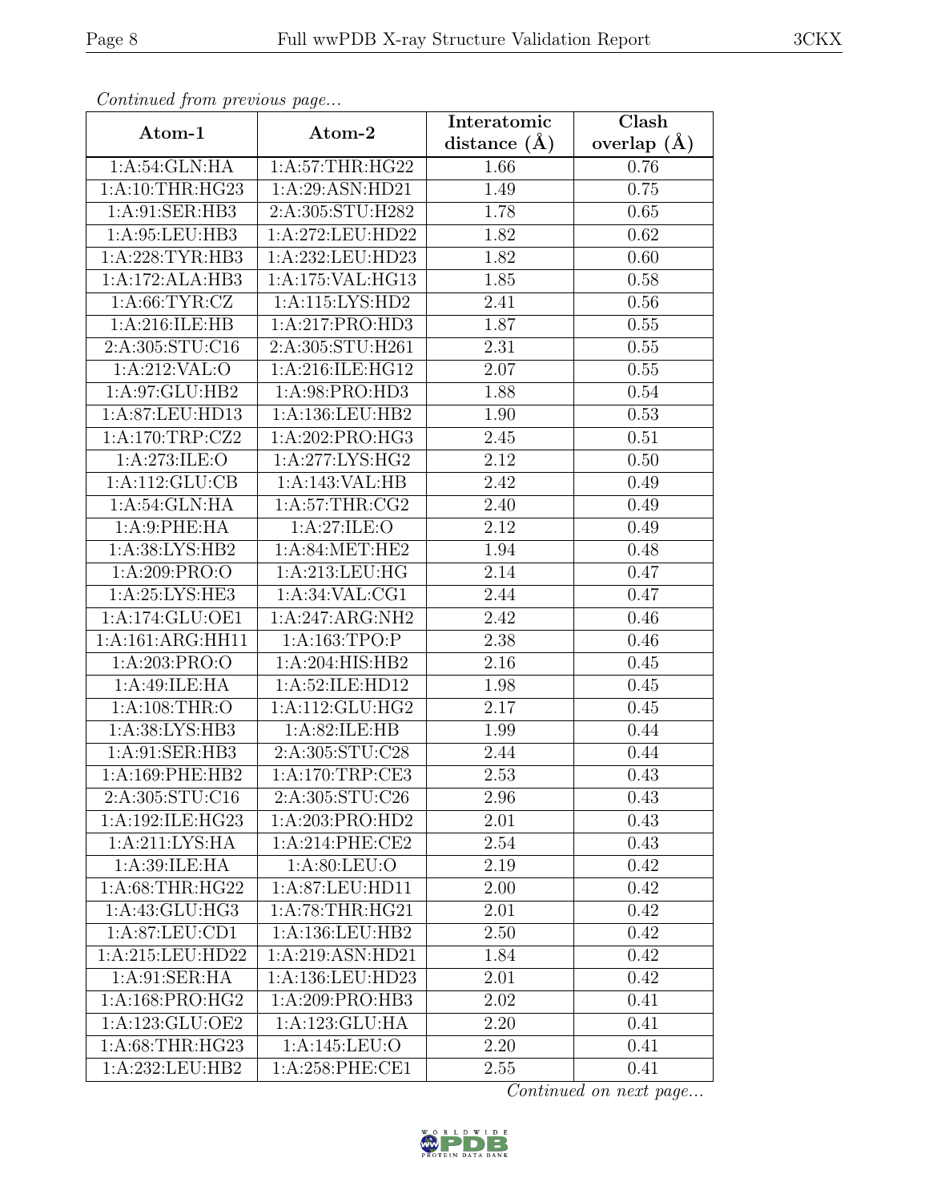*Continued from previous page...*

| Atom-1 | Atom-2 | Interatomic distance (Å) | Clash overlap (Å) |
|---|---|---|---|
| 1:A:54:GLN:HA | 1:A:57:THR:HG22 | 1.66 | 0.76 |
| 1:A:10:THR:HG23 | 1:A:29:ASN:HD21 | 1.49 | 0.75 |
| 1:A:91:SER:HB3 | 2:A:305:STU:H282 | 1.78 | 0.65 |
| 1:A:95:LEU:HB3 | 1:A:272:LEU:HD22 | 1.82 | 0.62 |
| 1:A:228:TYR:HB3 | 1:A:232:LEU:HD23 | 1.82 | 0.60 |
| 1:A:172:ALA:HB3 | 1:A:175:VAL:HG13 | 1.85 | 0.58 |
| 1:A:66:TYR:CZ | 1:A:115:LYS:HD2 | 2.41 | 0.56 |
| 1:A:216:ILE:HB | 1:A:217:PRO:HD3 | 1.87 | 0.55 |
| 2:A:305:STU:C16 | 2:A:305:STU:H261 | 2.31 | 0.55 |
| 1:A:212:VAL:O | 1:A:216:ILE:HG12 | 2.07 | 0.55 |
| 1:A:97:GLU:HB2 | 1:A:98:PRO:HD3 | 1.88 | 0.54 |
| 1:A:87:LEU:HD13 | 1:A:136:LEU:HB2 | 1.90 | 0.53 |
| 1:A:170:TRP:CZ2 | 1:A:202:PRO:HG3 | 2.45 | 0.51 |
| 1:A:273:ILE:O | 1:A:277:LYS:HG2 | 2.12 | 0.50 |
| 1:A:112:GLU:CB | 1:A:143:VAL:HB | 2.42 | 0.49 |
| 1:A:54:GLN:HA | 1:A:57:THR:CG2 | 2.40 | 0.49 |
| 1:A:9:PHE:HA | 1:A:27:ILE:O | 2.12 | 0.49 |
| 1:A:38:LYS:HB2 | 1:A:84:MET:HE2 | 1.94 | 0.48 |
| 1:A:209:PRO:O | 1:A:213:LEU:HG | 2.14 | 0.47 |
| 1:A:25:LYS:HE3 | 1:A:34:VAL:CG1 | 2.44 | 0.47 |
| 1:A:174:GLU:OE1 | 1:A:247:ARG:NH2 | 2.42 | 0.46 |
| 1:A:161:ARG:HH11 | 1:A:163:TPO:P | 2.38 | 0.46 |
| 1:A:203:PRO:O | 1:A:204:HIS:HB2 | 2.16 | 0.45 |
| 1:A:49:ILE:HA | 1:A:52:ILE:HD12 | 1.98 | 0.45 |
| 1:A:108:THR:O | 1:A:112:GLU:HG2 | 2.17 | 0.45 |
| 1:A:38:LYS:HB3 | 1:A:82:ILE:HB | 1.99 | 0.44 |
| 1:A:91:SER:HB3 | 2:A:305:STU:C28 | 2.44 | 0.44 |
| 1:A:169:PHE:HB2 | 1:A:170:TRP:CE3 | 2.53 | 0.43 |
| 2:A:305:STU:C16 | 2:A:305:STU:C26 | 2.96 | 0.43 |
| 1:A:192:ILE:HG23 | 1:A:203:PRO:HD2 | 2.01 | 0.43 |
| 1:A:211:LYS:HA | 1:A:214:PHE:CE2 | 2.54 | 0.43 |
| 1:A:39:ILE:HA | 1:A:80:LEU:O | 2.19 | 0.42 |
| 1:A:68:THR:HG22 | 1:A:87:LEU:HD11 | 2.00 | 0.42 |
| 1:A:43:GLU:HG3 | 1:A:78:THR:HG21 | 2.01 | 0.42 |
| 1:A:87:LEU:CD1 | 1:A:136:LEU:HB2 | 2.50 | 0.42 |
| 1:A:215:LEU:HD22 | 1:A:219:ASN:HD21 | 1.84 | 0.42 |
| 1:A:91:SER:HA | 1:A:136:LEU:HD23 | 2.01 | 0.42 |
| 1:A:168:PRO:HG2 | 1:A:209:PRO:HB3 | 2.02 | 0.41 |
| 1:A:123:GLU:OE2 | 1:A:123:GLU:HA | 2.20 | 0.41 |
| 1:A:68:THR:HG23 | 1:A:145:LEU:O | 2.20 | 0.41 |
| 1:A:232:LEU:HB2 | 1:A:258:PHE:CE1 | 2.55 | 0.41 |

*Continued on next page...*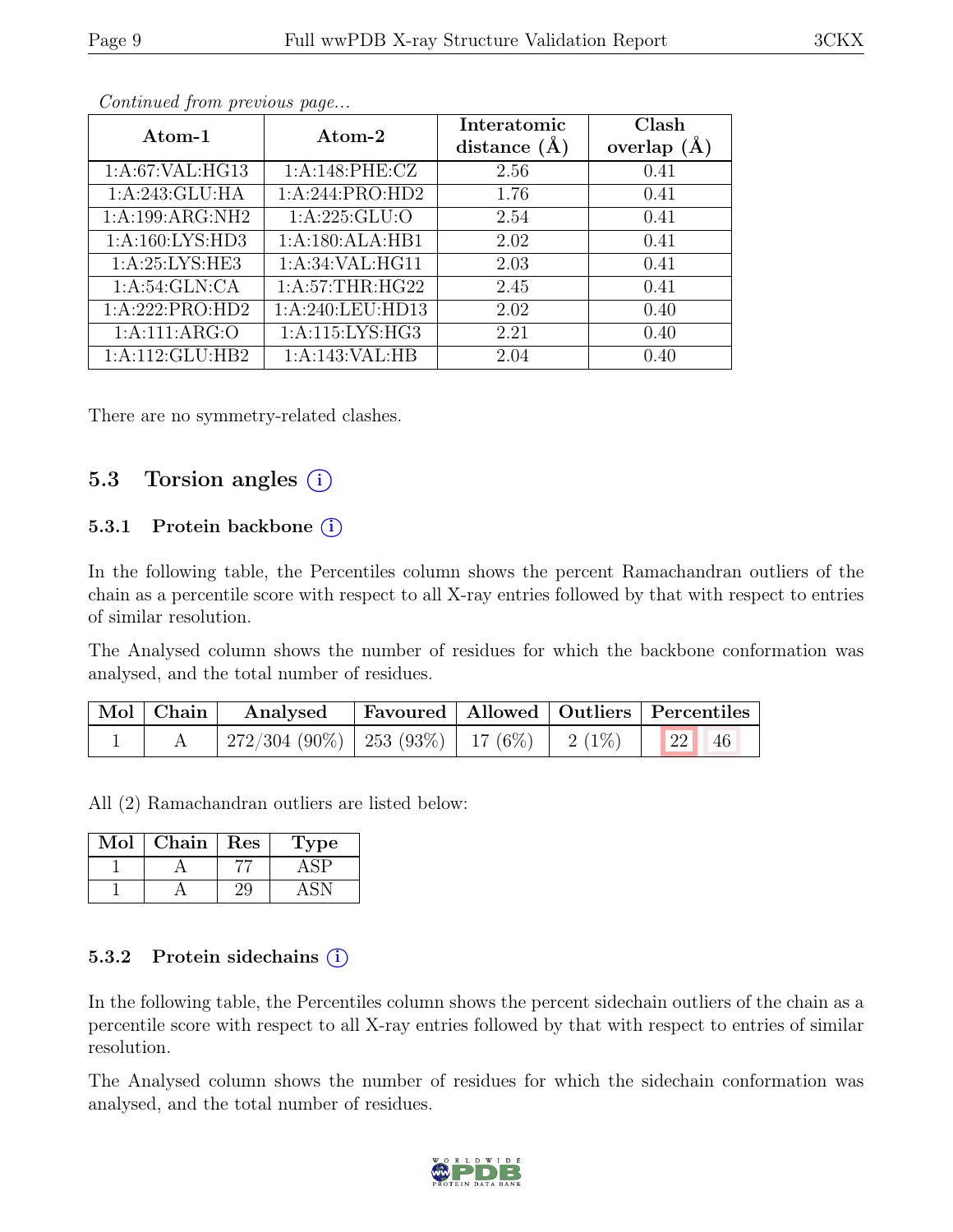*Continued from previous page...*

| Atom-1 | Atom-2 | Interatomic distance (Å) | Clash overlap (Å) |
|---|---|---|---|
| 1:A:67:VAL:HG13 | 1:A:148:PHE:CZ | 2.56 | 0.41 |
| 1:A:243:GLU:HA | 1:A:244:PRO:HD2 | 1.76 | 0.41 |
| 1:A:199:ARG:NH2 | 1:A:225:GLU:O | 2.54 | 0.41 |
| 1:A:160:LYS:HD3 | 1:A:180:ALA:HB1 | 2.02 | 0.41 |
| 1:A:25:LYS:HE3 | 1:A:34:VAL:HG11 | 2.03 | 0.41 |
| 1:A:54:GLN:CA | 1:A:57:THR:HG22 | 2.45 | 0.41 |
| 1:A:222:PRO:HD2 | 1:A:240:LEU:HD13 | 2.02 | 0.40 |
| 1:A:111:ARG:O | 1:A:115:LYS:HG3 | 2.21 | 0.40 |
| 1:A:112:GLU:HB2 | 1:A:143:VAL:HB | 2.04 | 0.40 |

There are no symmetry-related clashes.

## 5.3 Torsion angles (i)

### 5.3.1 Protein backbone (i)

In the following table, the Percentiles column shows the percent Ramachandran outliers of the chain as a percentile score with respect to all X-ray entries followed by that with respect to entries of similar resolution.

The Analysed column shows the number of residues for which the backbone conformation was analysed, and the total number of residues.

| Mol | Chain | Analysed | Favoured | Allowed | Outliers | Percentiles | |
|---|---|---|---|---|---|---|---|
| 1 | A | 272/304 (90%) | 253 (93%) | 17 (6%) | 2 (1%) | 22 | 46 |

All (2) Ramachandran outliers are listed below:

| Mol | Chain | Res | Type |
|---|---|---|---|
| 1 | A | 77 | ASP |
| 1 | A | 29 | ASN |

### 5.3.2 Protein sidechains (i)

In the following table, the Percentiles column shows the percent sidechain outliers of the chain as a percentile score with respect to all X-ray entries followed by that with respect to entries of similar resolution.

The Analysed column shows the number of residues for which the sidechain conformation was analysed, and the total number of residues.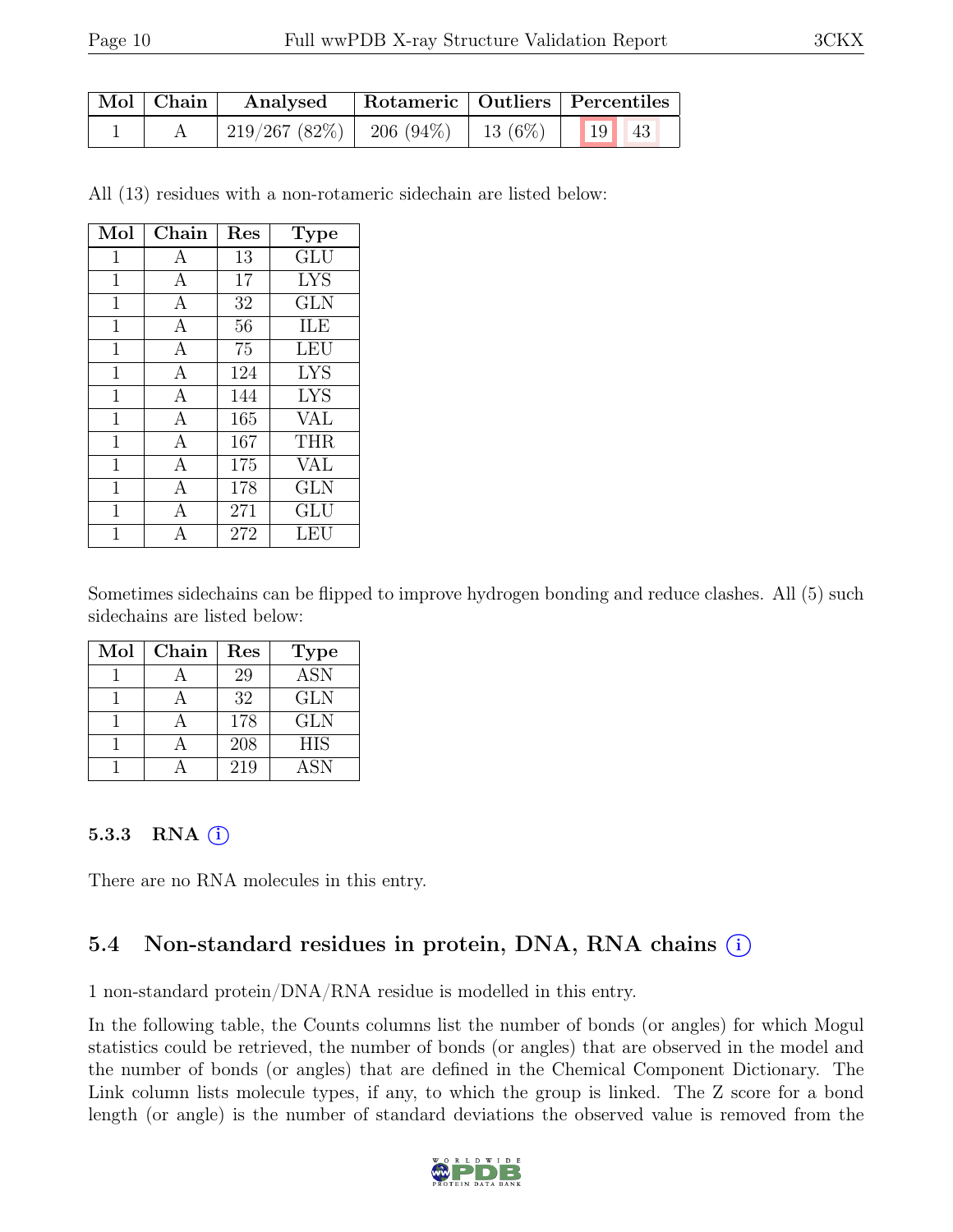| Mol | Chain | Analysed | Rotameric | Outliers | Percentiles | |
|---|---|---|---|---|---|---|
| 1 | A | 219/267 (82%) | 206 (94%) | 13 (6%) | 19 | 43 |

All (13) residues with a non-rotameric sidechain are listed below:

| Mol | Chain | Res | Type |
|---|---|---|---|
| 1 | A | 13 | GLU |
| 1 | A | 17 | LYS |
| 1 | A | 32 | GLN |
| 1 | A | 56 | ILE |
| 1 | A | 75 | LEU |
| 1 | A | 124 | LYS |
| 1 | A | 144 | LYS |
| 1 | A | 165 | VAL |
| 1 | A | 167 | THR |
| 1 | A | 175 | VAL |
| 1 | A | 178 | GLN |
| 1 | A | 271 | GLU |
| 1 | A | 272 | LEU |

Sometimes sidechains can be flipped to improve hydrogen bonding and reduce clashes. All (5) such sidechains are listed below:

| Mol | Chain | Res | Type |
|---|---|---|---|
| 1 | A | 29 | ASN |
| 1 | A | 32 | GLN |
| 1 | A | 178 | GLN |
| 1 | A | 208 | HIS |
| 1 | A | 219 | ASN |

### 5.3.3 RNA

There are no RNA molecules in this entry.

## 5.4 Non-standard residues in protein, DNA, RNA chains

1 non-standard protein/DNA/RNA residue is modelled in this entry.

In the following table, the Counts columns list the number of bonds (or angles) for which Mogul statistics could be retrieved, the number of bonds (or angles) that are observed in the model and the number of bonds (or angles) that are defined in the Chemical Component Dictionary. The Link column lists molecule types, if any, to which the group is linked. The Z score for a bond length (or angle) is the number of standard deviations the observed value is removed from the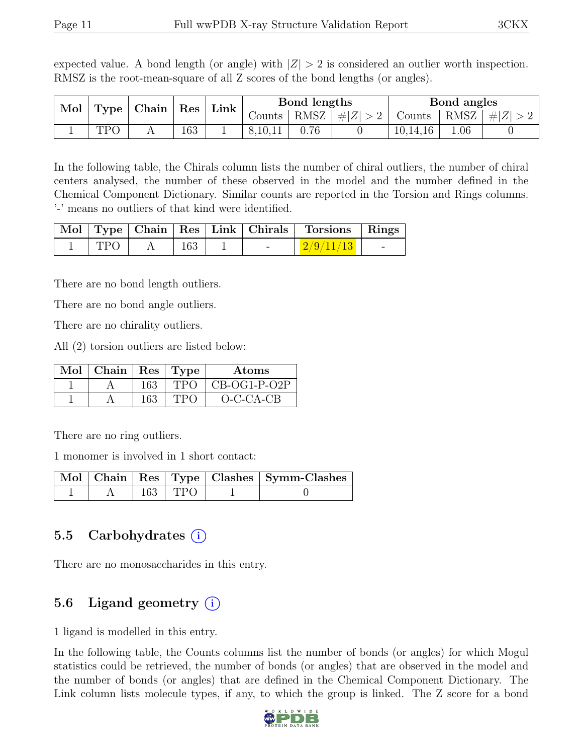expected value. A bond length (or angle) with $|Z| > 2$ is considered an outlier worth inspection. RMSZ is the root-mean-square of all Z scores of the bond lengths (or angles).

| Mol | Type | Chain | Res | Link | Bond lengths | | | Bond angles | | |
|---|---|---|---|---|---|---|---|---|---|---|
| | | | | | Counts | RMSZ | $\#\|Z\| > 2$ | Counts | RMSZ | $\#\|Z\| > 2$ |
| 1 | TPO | A | 163 | 1 | 8,10,11 | 0.76 | 0 | 10,14,16 | 1.06 | 0 |

In the following table, the Chirals column lists the number of chiral outliers, the number of chiral centers analysed, the number of these observed in the model and the number defined in the Chemical Component Dictionary. Similar counts are reported in the Torsion and Rings columns. '-' means no outliers of that kind were identified.

| Mol | Type | Chain | Res | Link | Chirals | Torsions | Rings |
|---|---|---|---|---|---|---|---|
| 1 | TPO | A | 163 | 1 | - | 2/9/11/13 | - |

There are no bond length outliers.

There are no bond angle outliers.

There are no chirality outliers.

All (2) torsion outliers are listed below:

| Mol | Chain | Res | Type | Atoms |
|---|---|---|---|---|
| 1 | A | 163 | TPO | CB-OG1-P-O2P |
| 1 | A | 163 | TPO | O-C-CA-CB |

There are no ring outliers.

1 monomer is involved in 1 short contact:

| Mol | Chain | Res | Type | Clashes | Symm-Clashes |
|---|---|---|---|---|---|
| 1 | A | 163 | TPO | 1 | 0 |

## 5.5 Carbohydrates (i)

There are no monosaccharides in this entry.

## 5.6 Ligand geometry (i)

1 ligand is modelled in this entry.

In the following table, the Counts columns list the number of bonds (or angles) for which Mogul statistics could be retrieved, the number of bonds (or angles) that are observed in the model and the number of bonds (or angles) that are defined in the Chemical Component Dictionary. The Link column lists molecule types, if any, to which the group is linked. The Z score for a bond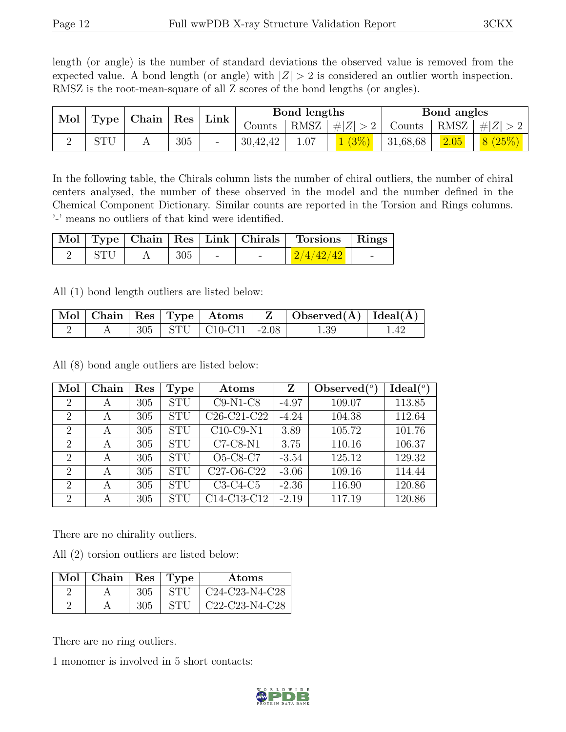length (or angle) is the number of standard deviations the observed value is removed from the expected value. A bond length (or angle) with $|Z| > 2$ is considered an outlier worth inspection. RMSZ is the root-mean-square of all Z scores of the bond lengths (or angles).

| Mol | Type | Chain | Res | Link | Bond lengths | | | Bond angles | | |
|---|---|---|---|---|---|---|---|---|---|---|
| | | | | | Counts | RMSZ | $\#\|Z\| > 2$ | Counts | RMSZ | $\#\|Z\| > 2$ |
| 2 | STU | A | 305 | - | 30,42,42 | 1.07 | 1 (3%) | 31,68,68 | 2.05 | 8 (25%) |

In the following table, the Chirals column lists the number of chiral outliers, the number of chiral centers analysed, the number of these observed in the model and the number defined in the Chemical Component Dictionary. Similar counts are reported in the Torsion and Rings columns. '-' means no outliers of that kind were identified.

| Mol | Type | Chain | Res | Link | Chirals | Torsions | Rings |
|---|---|---|---|---|---|---|---|
| 2 | STU | A | 305 | - | - | 2/4/42/42 | - |

All (1) bond length outliers are listed below:

| Mol | Chain | Res | Type | Atoms | Z | Observed(Å) | Ideal(Å) |
|---|---|---|---|---|---|---|---|
| 2 | A | 305 | STU | C10-C11 | -2.08 | 1.39 | 1.42 |

All (8) bond angle outliers are listed below:

| Mol | Chain | Res | Type | Atoms | Z | Observed($^o$) | Ideal($^o$) |
|---|---|---|---|---|---|---|---|
| 2 | A | 305 | STU | C9-N1-C8 | -4.97 | 109.07 | 113.85 |
| 2 | A | 305 | STU | C26-C21-C22 | -4.24 | 104.38 | 112.64 |
| 2 | A | 305 | STU | C10-C9-N1 | 3.89 | 105.72 | 101.76 |
| 2 | A | 305 | STU | C7-C8-N1 | 3.75 | 110.16 | 106.37 |
| 2 | A | 305 | STU | O5-C8-C7 | -3.54 | 125.12 | 129.32 |
| 2 | A | 305 | STU | C27-O6-C22 | -3.06 | 109.16 | 114.44 |
| 2 | A | 305 | STU | C3-C4-C5 | -2.36 | 116.90 | 120.86 |
| 2 | A | 305 | STU | C14-C13-C12 | -2.19 | 117.19 | 120.86 |

There are no chirality outliers.

All (2) torsion outliers are listed below:

| Mol | Chain | Res | Type | Atoms |
|---|---|---|---|---|
| 2 | A | 305 | STU | C24-C23-N4-C28 |
| 2 | A | 305 | STU | C22-C23-N4-C28 |

There are no ring outliers.

1 monomer is involved in 5 short contacts: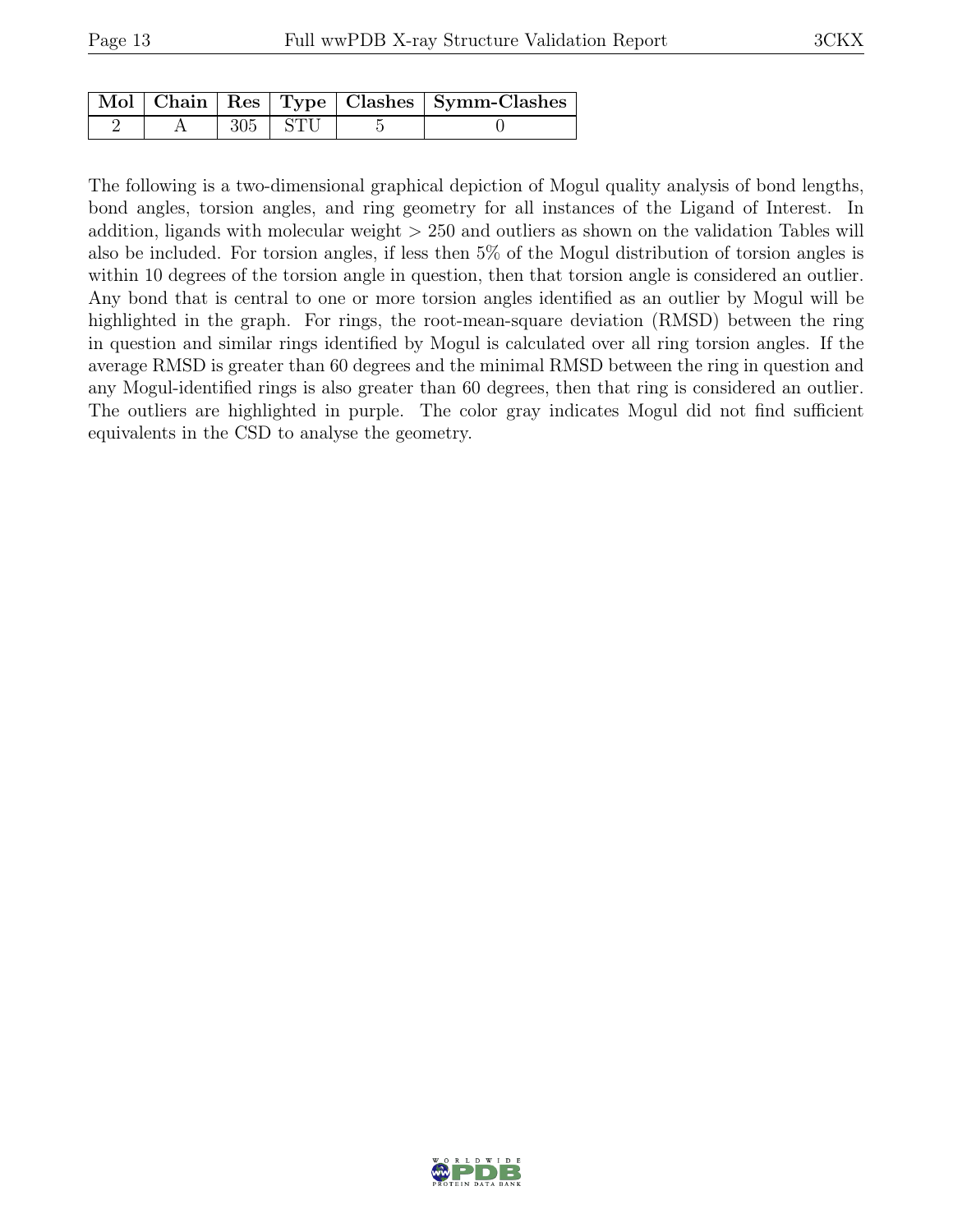| Mol | Chain | Res | Type | Clashes | Symm-Clashes |
| --- | --- | --- | --- | --- | --- |
| 2 | A | 305 | STU | 5 | 0 |

The following is a two-dimensional graphical depiction of Mogul quality analysis of bond lengths, bond angles, torsion angles, and ring geometry for all instances of the Ligand of Interest. In addition, ligands with molecular weight > 250 and outliers as shown on the validation Tables will also be included. For torsion angles, if less then 5% of the Mogul distribution of torsion angles is within 10 degrees of the torsion angle in question, then that torsion angle is considered an outlier. Any bond that is central to one or more torsion angles identified as an outlier by Mogul will be highlighted in the graph. For rings, the root-mean-square deviation (RMSD) between the ring in question and similar rings identified by Mogul is calculated over all ring torsion angles. If the average RMSD is greater than 60 degrees and the minimal RMSD between the ring in question and any Mogul-identified rings is also greater than 60 degrees, then that ring is considered an outlier. The outliers are highlighted in purple. The color gray indicates Mogul did not find sufficient equivalents in the CSD to analyse the geometry.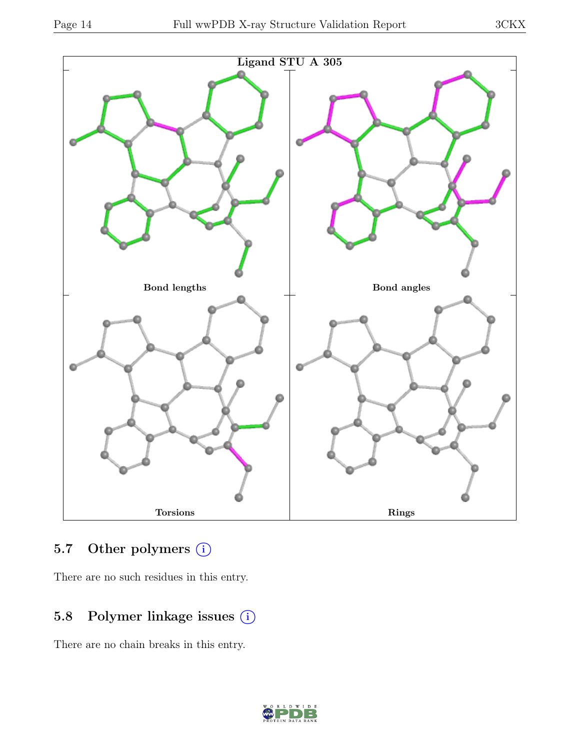**Ligand STU A 305**

Bond lengths

Bond angles

Torsions

Rings

## 5.7 Other polymers

There are no such residues in this entry.

## 5.8 Polymer linkage issues

There are no chain breaks in this entry.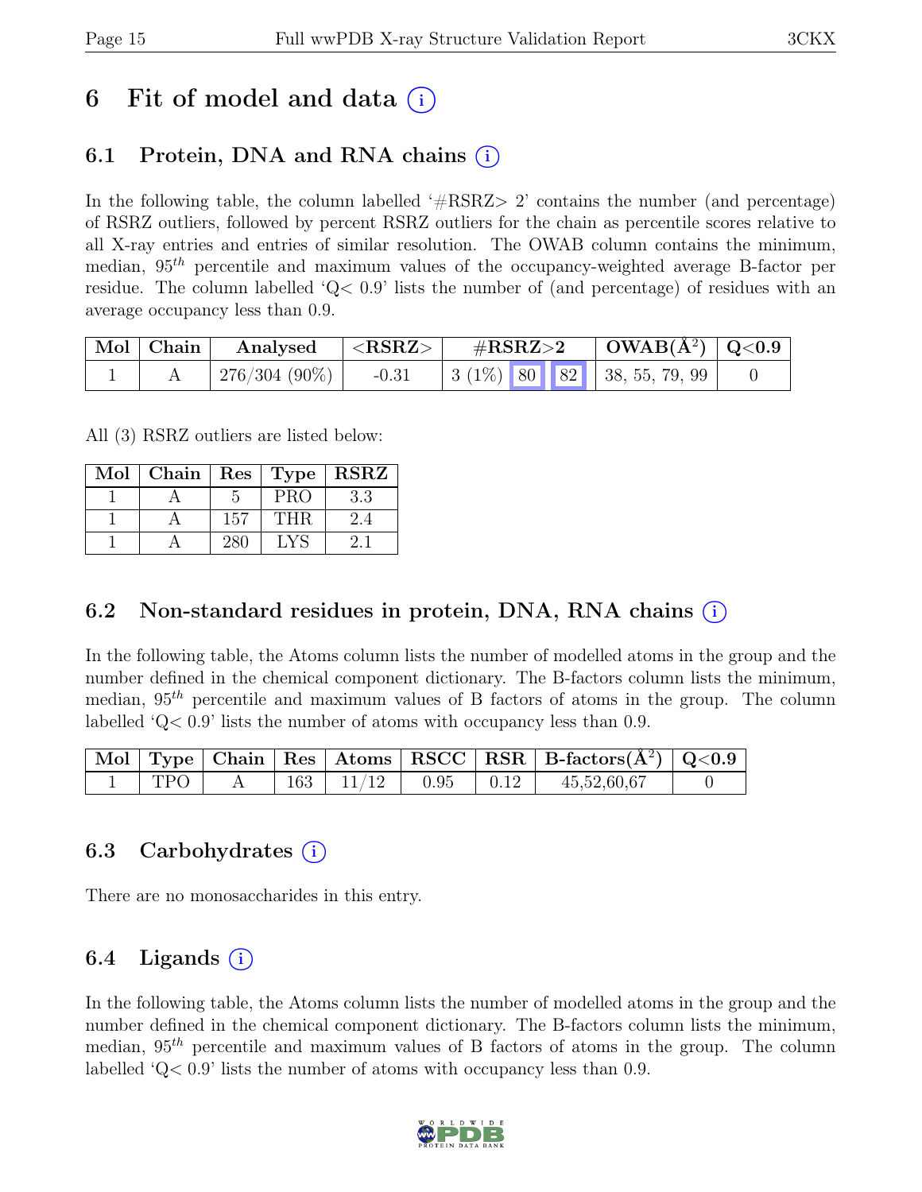# 6 Fit of model and data (i)

## 6.1 Protein, DNA and RNA chains (i)

In the following table, the column labelled '#RSRZ> 2' contains the number (and percentage) of RSRZ outliers, followed by percent RSRZ outliers for the chain as percentile scores relative to all X-ray entries and entries of similar resolution. The OWAB column contains the minimum, median, $95^{th}$ percentile and maximum values of the occupancy-weighted average B-factor per residue. The column labelled 'Q< 0.9' lists the number of (and percentage) of residues with an average occupancy less than 0.9.

| Mol | Chain | Analysed | <RSRZ> | #RSRZ>2 | | | OWAB(Å$^2$) | Q<0.9 |
|---|---|---|---|---|---|---|---|---|
| 1 | A | 276/304 (90%) | -0.31 | 3 (1%) | 80 | 82 | 38, 55, 79, 99 | 0 |

All (3) RSRZ outliers are listed below:

| Mol | Chain | Res | Type | RSRZ |
|---|---|---|---|---|
| 1 | A | 5 | PRO | 3.3 |
| 1 | A | 157 | THR | 2.4 |
| 1 | A | 280 | LYS | 2.1 |

## 6.2 Non-standard residues in protein, DNA, RNA chains (i)

In the following table, the Atoms column lists the number of modelled atoms in the group and the number defined in the chemical component dictionary. The B-factors column lists the minimum, median, $95^{th}$ percentile and maximum values of B factors of atoms in the group. The column labelled 'Q< 0.9' lists the number of atoms with occupancy less than 0.9.

| Mol | Type | Chain | Res | Atoms | RSCC | RSR | B-factors(Å$^2$) | Q<0.9 |
|---|---|---|---|---|---|---|---|---|
| 1 | TPO | A | 163 | 11/12 | 0.95 | 0.12 | 45,52,60,67 | 0 |

## 6.3 Carbohydrates (i)

There are no monosaccharides in this entry.

## 6.4 Ligands (i)

In the following table, the Atoms column lists the number of modelled atoms in the group and the number defined in the chemical component dictionary. The B-factors column lists the minimum, median, $95^{th}$ percentile and maximum values of B factors of atoms in the group. The column labelled 'Q< 0.9' lists the number of atoms with occupancy less than 0.9.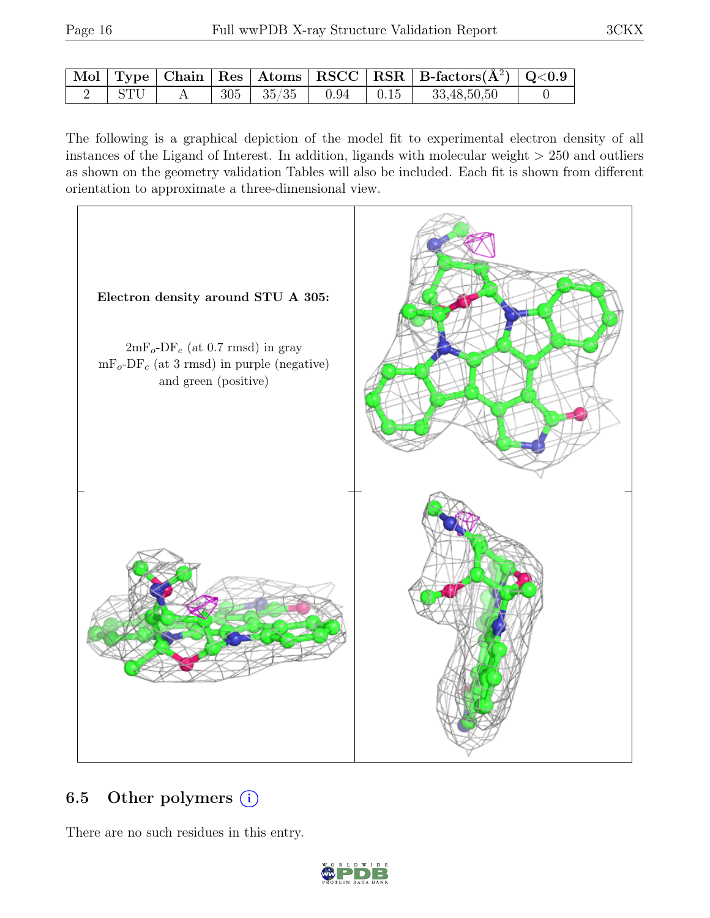| Mol | Type | Chain | Res | Atoms | RSCC | RSR | B-factors($Å^2$) | Q<0.9 |
|---|---|---|---|---|---|---|---|---|
| 2 | STU | A | 305 | 35/35 | 0.94 | 0.15 | 33,48,50,50 | 0 |

The following is a graphical depiction of the model fit to experimental electron density of all instances of the Ligand of Interest. In addition, ligands with molecular weight > 250 and outliers as shown on the geometry validation Tables will also be included. Each fit is shown from different orientation to approximate a three-dimensional view.

**Electron density around STU A 305:**

$2mF_o$-$DF_c$ (at 0.7 rmsd) in gray
$mF_o$-$DF_c$ (at 3 rmsd) in purple (negative)
and green (positive)

## 6.5 Other polymers ⓘ

There are no such residues in this entry.